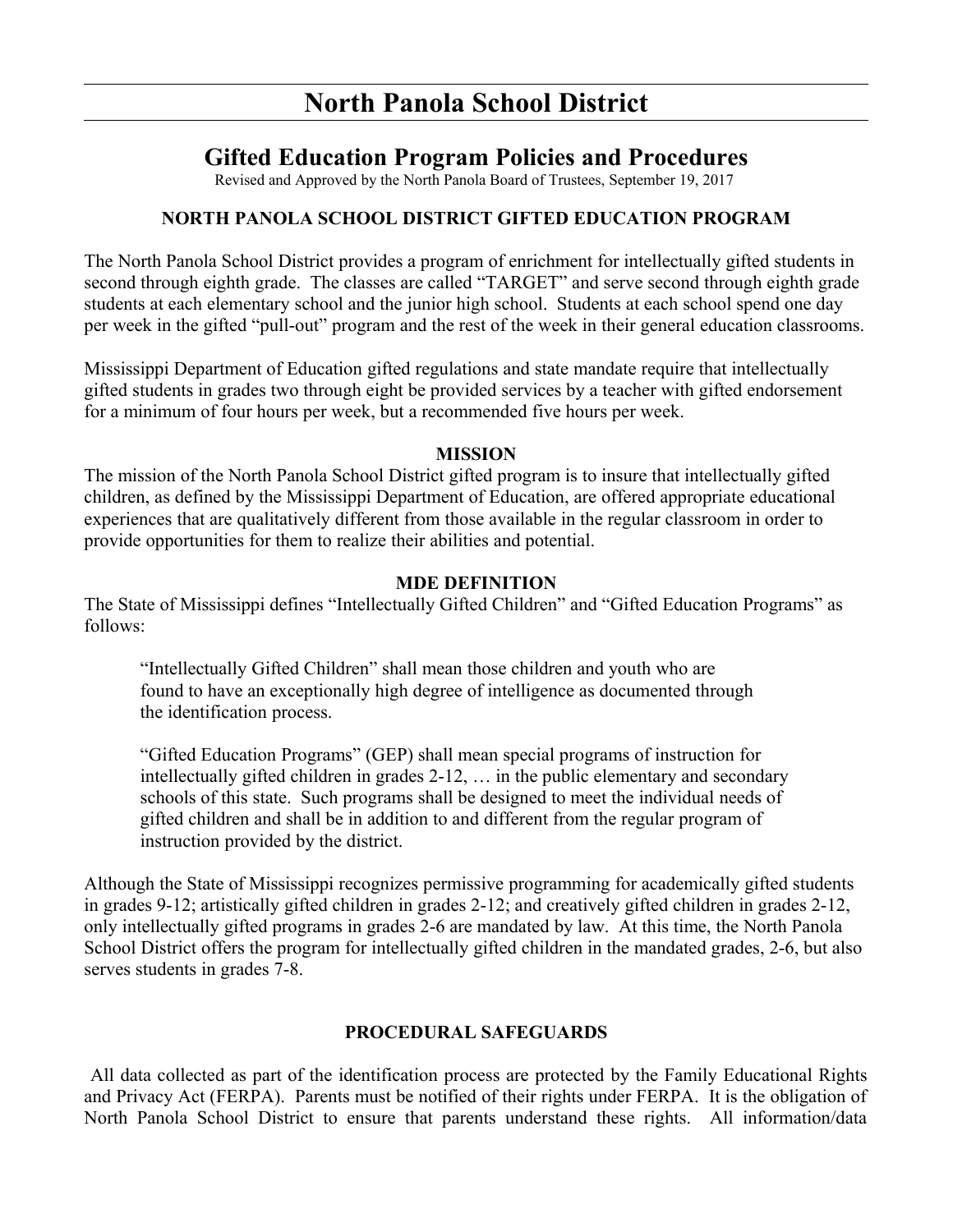# North Panola School District

## Gifted Education Program Policies and Procedures

Revised and Approved by the North Panola Board of Trustees, September 19, 2017

### NORTH PANOLA SCHOOL DISTRICT GIFTED EDUCATION PROGRAM

The North Panola School District provides a program of enrichment for intellectually gifted students in second through eighth grade. The classes are called "TARGET" and serve second through eighth grade students at each elementary school and the junior high school. Students at each school spend one day per week in the gifted "pull-out" program and the rest of the week in their general education classrooms.

Mississippi Department of Education gifted regulations and state mandate require that intellectually gifted students in grades two through eight be provided services by a teacher with gifted endorsement for a minimum of four hours per week, but a recommended five hours per week.

### MISSION

The mission of the North Panola School District gifted program is to insure that intellectually gifted children, as defined by the Mississippi Department of Education, are offered appropriate educational experiences that are qualitatively different from those available in the regular classroom in order to provide opportunities for them to realize their abilities and potential.

### MDE DEFINITION

The State of Mississippi defines "Intellectually Gifted Children" and "Gifted Education Programs" as follows:

> "Intellectually Gifted Children" shall mean those children and youth who are found to have an exceptionally high degree of intelligence as documented through the identification process.
>
> "Gifted Education Programs" (GEP) shall mean special programs of instruction for intellectually gifted children in grades 2-12, … in the public elementary and secondary schools of this state. Such programs shall be designed to meet the individual needs of gifted children and shall be in addition to and different from the regular program of instruction provided by the district.

Although the State of Mississippi recognizes permissive programming for academically gifted students in grades 9-12; artistically gifted children in grades 2-12; and creatively gifted children in grades 2-12, only intellectually gifted programs in grades 2-6 are mandated by law. At this time, the North Panola School District offers the program for intellectually gifted children in the mandated grades, 2-6, but also serves students in grades 7-8.

### PROCEDURAL SAFEGUARDS

All data collected as part of the identification process are protected by the Family Educational Rights and Privacy Act (FERPA). Parents must be notified of their rights under FERPA. It is the obligation of North Panola School District to ensure that parents understand these rights. All information/data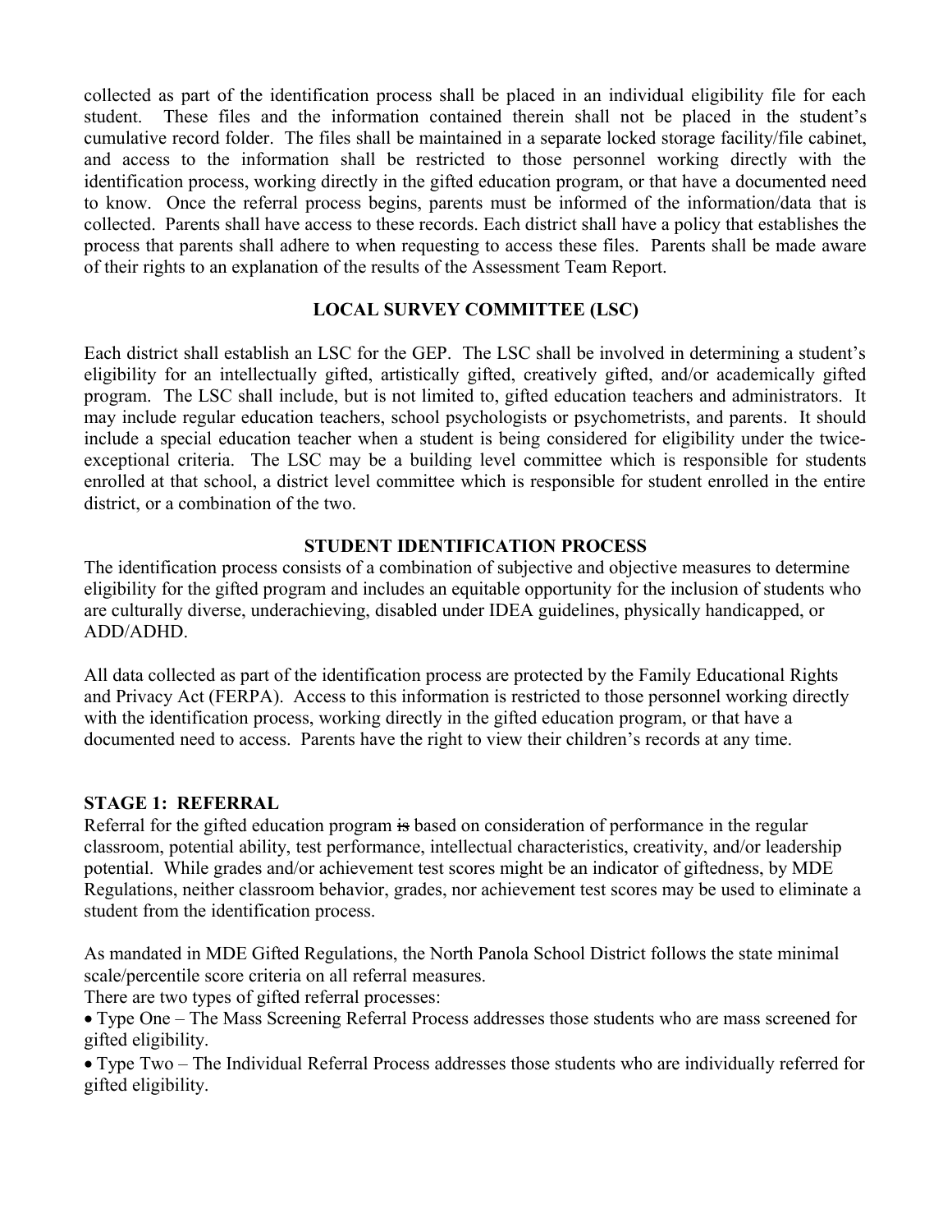collected as part of the identification process shall be placed in an individual eligibility file for each student. These files and the information contained therein shall not be placed in the student's cumulative record folder. The files shall be maintained in a separate locked storage facility/file cabinet, and access to the information shall be restricted to those personnel working directly with the identification process, working directly in the gifted education program, or that have a documented need to know. Once the referral process begins, parents must be informed of the information/data that is collected. Parents shall have access to these records. Each district shall have a policy that establishes the process that parents shall adhere to when requesting to access these files. Parents shall be made aware of their rights to an explanation of the results of the Assessment Team Report.

## LOCAL SURVEY COMMITTEE (LSC)

Each district shall establish an LSC for the GEP. The LSC shall be involved in determining a student's eligibility for an intellectually gifted, artistically gifted, creatively gifted, and/or academically gifted program. The LSC shall include, but is not limited to, gifted education teachers and administrators. It may include regular education teachers, school psychologists or psychometrists, and parents. It should include a special education teacher when a student is being considered for eligibility under the twice-exceptional criteria. The LSC may be a building level committee which is responsible for students enrolled at that school, a district level committee which is responsible for student enrolled in the entire district, or a combination of the two.

## STUDENT IDENTIFICATION PROCESS

The identification process consists of a combination of subjective and objective measures to determine eligibility for the gifted program and includes an equitable opportunity for the inclusion of students who are culturally diverse, underachieving, disabled under IDEA guidelines, physically handicapped, or ADD/ADHD.

All data collected as part of the identification process are protected by the Family Educational Rights and Privacy Act (FERPA). Access to this information is restricted to those personnel working directly with the identification process, working directly in the gifted education program, or that have a documented need to access. Parents have the right to view their children's records at any time.

### STAGE 1: REFERRAL

Referral for the gifted education program ~~is~~ based on consideration of performance in the regular classroom, potential ability, test performance, intellectual characteristics, creativity, and/or leadership potential. While grades and/or achievement test scores might be an indicator of giftedness, by MDE Regulations, neither classroom behavior, grades, nor achievement test scores may be used to eliminate a student from the identification process.

As mandated in MDE Gifted Regulations, the North Panola School District follows the state minimal scale/percentile score criteria on all referral measures.

There are two types of gifted referral processes:

- Type One – The Mass Screening Referral Process addresses those students who are mass screened for gifted eligibility.
- Type Two – The Individual Referral Process addresses those students who are individually referred for gifted eligibility.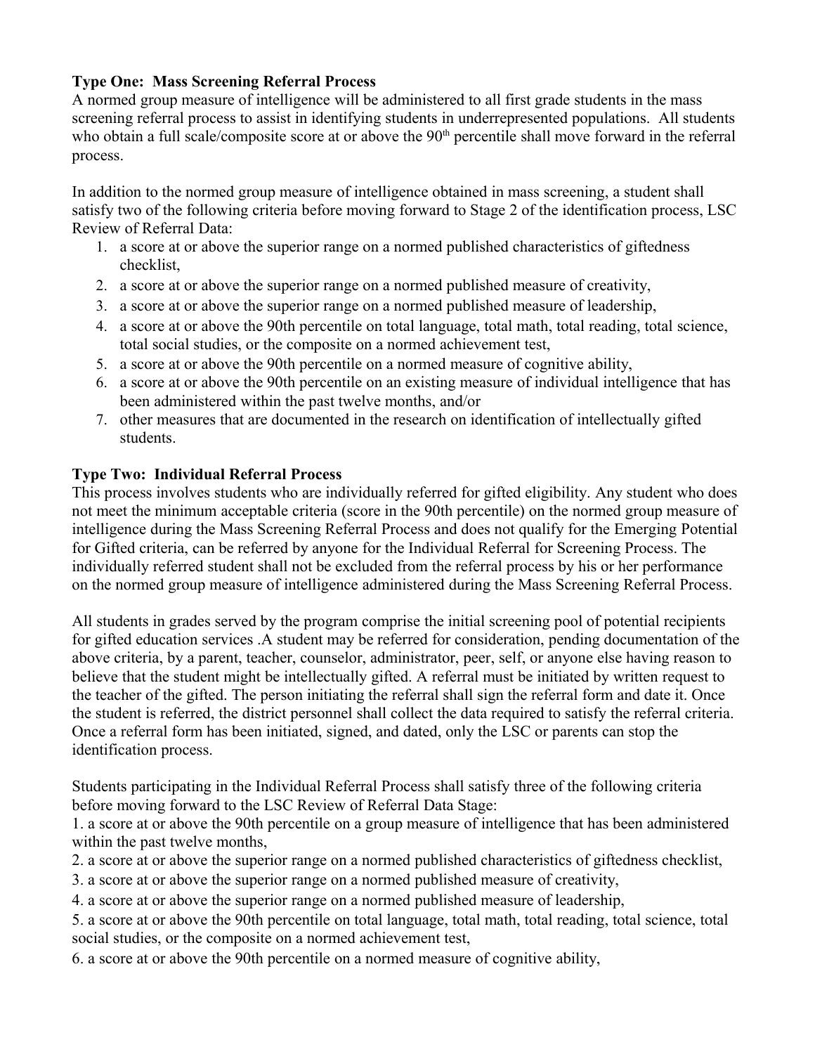**Type One: Mass Screening Referral Process**

A normed group measure of intelligence will be administered to all first grade students in the mass screening referral process to assist in identifying students in underrepresented populations. All students who obtain a full scale/composite score at or above the 90th percentile shall move forward in the referral process.

In addition to the normed group measure of intelligence obtained in mass screening, a student shall satisfy two of the following criteria before moving forward to Stage 2 of the identification process, LSC Review of Referral Data:

1. a score at or above the superior range on a normed published characteristics of giftedness checklist,
2. a score at or above the superior range on a normed published measure of creativity,
3. a score at or above the superior range on a normed published measure of leadership,
4. a score at or above the 90th percentile on total language, total math, total reading, total science, total social studies, or the composite on a normed achievement test,
5. a score at or above the 90th percentile on a normed measure of cognitive ability,
6. a score at or above the 90th percentile on an existing measure of individual intelligence that has been administered within the past twelve months, and/or
7. other measures that are documented in the research on identification of intellectually gifted students.

**Type Two: Individual Referral Process**

This process involves students who are individually referred for gifted eligibility. Any student who does not meet the minimum acceptable criteria (score in the 90th percentile) on the normed group measure of intelligence during the Mass Screening Referral Process and does not qualify for the Emerging Potential for Gifted criteria, can be referred by anyone for the Individual Referral for Screening Process. The individually referred student shall not be excluded from the referral process by his or her performance on the normed group measure of intelligence administered during the Mass Screening Referral Process.

All students in grades served by the program comprise the initial screening pool of potential recipients for gifted education services .A student may be referred for consideration, pending documentation of the above criteria, by a parent, teacher, counselor, administrator, peer, self, or anyone else having reason to believe that the student might be intellectually gifted. A referral must be initiated by written request to the teacher of the gifted. The person initiating the referral shall sign the referral form and date it. Once the student is referred, the district personnel shall collect the data required to satisfy the referral criteria. Once a referral form has been initiated, signed, and dated, only the LSC or parents can stop the identification process.

Students participating in the Individual Referral Process shall satisfy three of the following criteria before moving forward to the LSC Review of Referral Data Stage:

1. a score at or above the 90th percentile on a group measure of intelligence that has been administered within the past twelve months,
2. a score at or above the superior range on a normed published characteristics of giftedness checklist,
3. a score at or above the superior range on a normed published measure of creativity,
4. a score at or above the superior range on a normed published measure of leadership,
5. a score at or above the 90th percentile on total language, total math, total reading, total science, total social studies, or the composite on a normed achievement test,
6. a score at or above the 90th percentile on a normed measure of cognitive ability,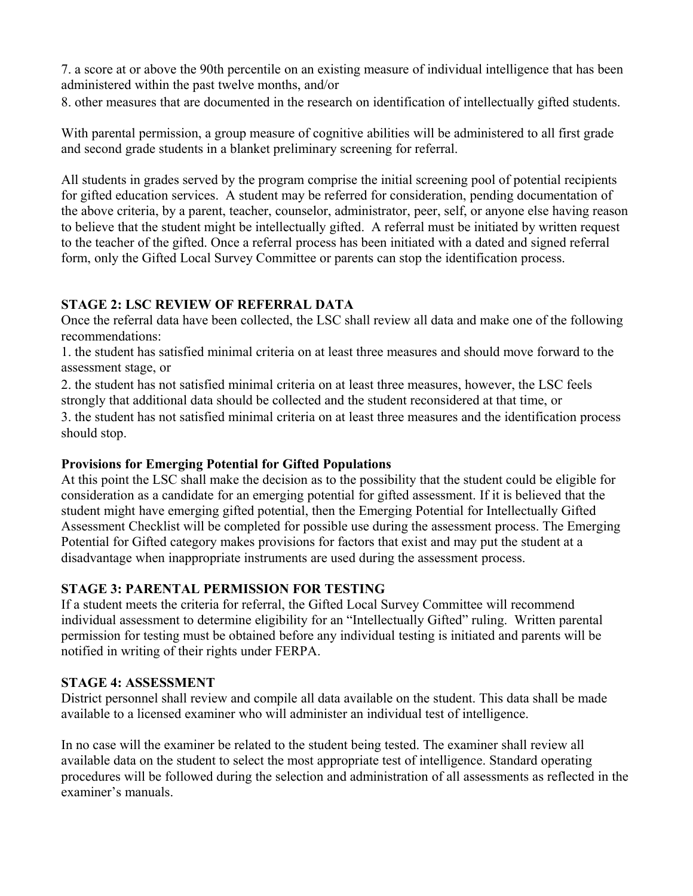7. a score at or above the 90th percentile on an existing measure of individual intelligence that has been administered within the past twelve months, and/or
8. other measures that are documented in the research on identification of intellectually gifted students.

With parental permission, a group measure of cognitive abilities will be administered to all first grade and second grade students in a blanket preliminary screening for referral.

All students in grades served by the program comprise the initial screening pool of potential recipients for gifted education services. A student may be referred for consideration, pending documentation of the above criteria, by a parent, teacher, counselor, administrator, peer, self, or anyone else having reason to believe that the student might be intellectually gifted. A referral must be initiated by written request to the teacher of the gifted. Once a referral process has been initiated with a dated and signed referral form, only the Gifted Local Survey Committee or parents can stop the identification process.

**STAGE 2: LSC REVIEW OF REFERRAL DATA**

Once the referral data have been collected, the LSC shall review all data and make one of the following recommendations:

1. the student has satisfied minimal criteria on at least three measures and should move forward to the assessment stage, or
2. the student has not satisfied minimal criteria on at least three measures, however, the LSC feels strongly that additional data should be collected and the student reconsidered at that time, or
3. the student has not satisfied minimal criteria on at least three measures and the identification process should stop.

**Provisions for Emerging Potential for Gifted Populations**

At this point the LSC shall make the decision as to the possibility that the student could be eligible for consideration as a candidate for an emerging potential for gifted assessment. If it is believed that the student might have emerging gifted potential, then the Emerging Potential for Intellectually Gifted Assessment Checklist will be completed for possible use during the assessment process. The Emerging Potential for Gifted category makes provisions for factors that exist and may put the student at a disadvantage when inappropriate instruments are used during the assessment process.

**STAGE 3: PARENTAL PERMISSION FOR TESTING**

If a student meets the criteria for referral, the Gifted Local Survey Committee will recommend individual assessment to determine eligibility for an "Intellectually Gifted" ruling. Written parental permission for testing must be obtained before any individual testing is initiated and parents will be notified in writing of their rights under FERPA.

**STAGE 4: ASSESSMENT**

District personnel shall review and compile all data available on the student. This data shall be made available to a licensed examiner who will administer an individual test of intelligence.

In no case will the examiner be related to the student being tested. The examiner shall review all available data on the student to select the most appropriate test of intelligence. Standard operating procedures will be followed during the selection and administration of all assessments as reflected in the examiner's manuals.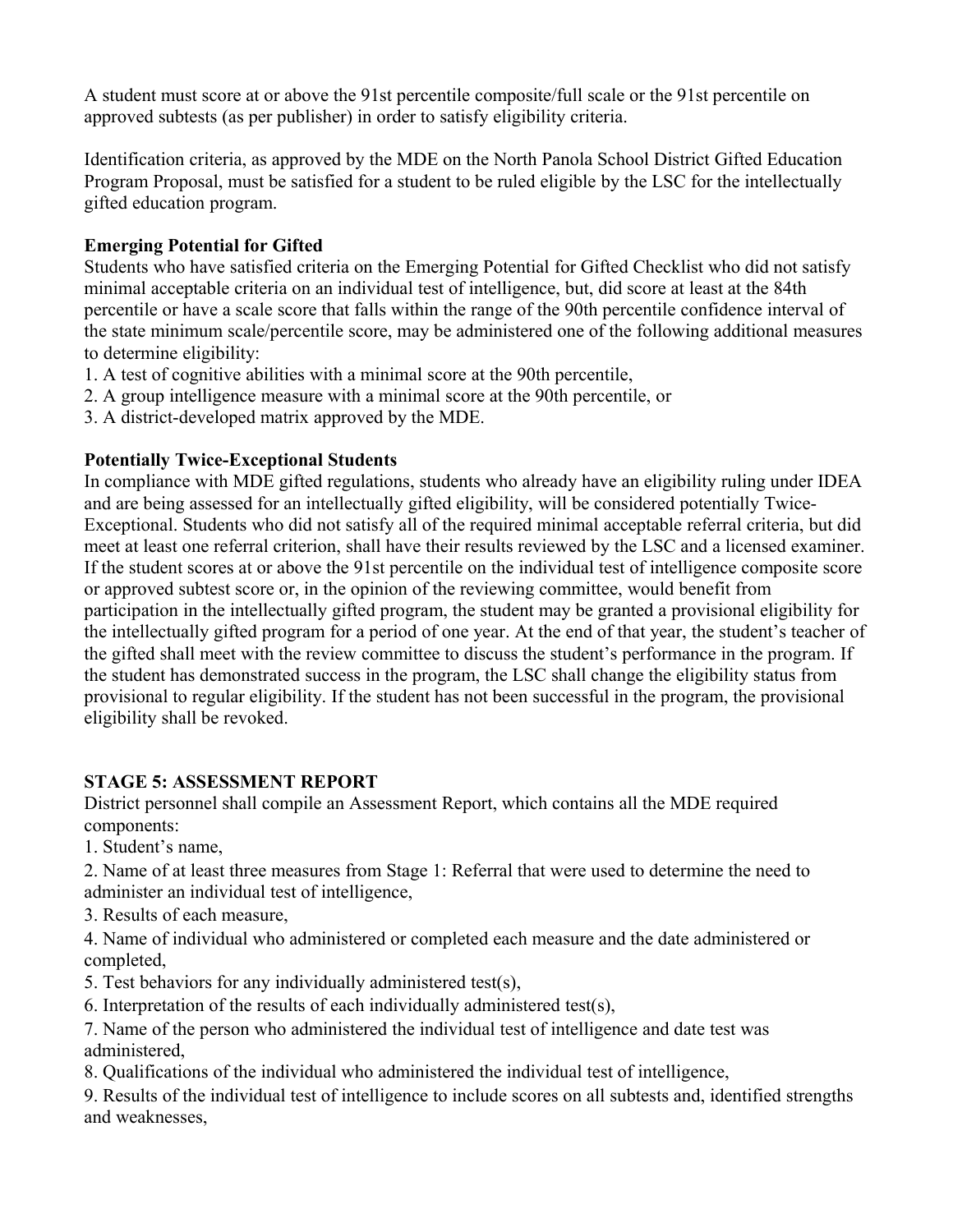A student must score at or above the 91st percentile composite/full scale or the 91st percentile on approved subtests (as per publisher) in order to satisfy eligibility criteria.

Identification criteria, as approved by the MDE on the North Panola School District Gifted Education Program Proposal, must be satisfied for a student to be ruled eligible by the LSC for the intellectually gifted education program.

**Emerging Potential for Gifted**

Students who have satisfied criteria on the Emerging Potential for Gifted Checklist who did not satisfy minimal acceptable criteria on an individual test of intelligence, but, did score at least at the 84th percentile or have a scale score that falls within the range of the 90th percentile confidence interval of the state minimum scale/percentile score, may be administered one of the following additional measures to determine eligibility:

1. A test of cognitive abilities with a minimal score at the 90th percentile,
2. A group intelligence measure with a minimal score at the 90th percentile, or
3. A district-developed matrix approved by the MDE.

**Potentially Twice-Exceptional Students**

In compliance with MDE gifted regulations, students who already have an eligibility ruling under IDEA and are being assessed for an intellectually gifted eligibility, will be considered potentially Twice-Exceptional. Students who did not satisfy all of the required minimal acceptable referral criteria, but did meet at least one referral criterion, shall have their results reviewed by the LSC and a licensed examiner. If the student scores at or above the 91st percentile on the individual test of intelligence composite score or approved subtest score or, in the opinion of the reviewing committee, would benefit from participation in the intellectually gifted program, the student may be granted a provisional eligibility for the intellectually gifted program for a period of one year. At the end of that year, the student's teacher of the gifted shall meet with the review committee to discuss the student's performance in the program. If the student has demonstrated success in the program, the LSC shall change the eligibility status from provisional to regular eligibility. If the student has not been successful in the program, the provisional eligibility shall be revoked.

**STAGE 5: ASSESSMENT REPORT**

District personnel shall compile an Assessment Report, which contains all the MDE required components:

1. Student's name,
2. Name of at least three measures from Stage 1: Referral that were used to determine the need to administer an individual test of intelligence,
3. Results of each measure,
4. Name of individual who administered or completed each measure and the date administered or completed,
5. Test behaviors for any individually administered test(s),
6. Interpretation of the results of each individually administered test(s),
7. Name of the person who administered the individual test of intelligence and date test was administered,
8. Qualifications of the individual who administered the individual test of intelligence,
9. Results of the individual test of intelligence to include scores on all subtests and, identified strengths and weaknesses,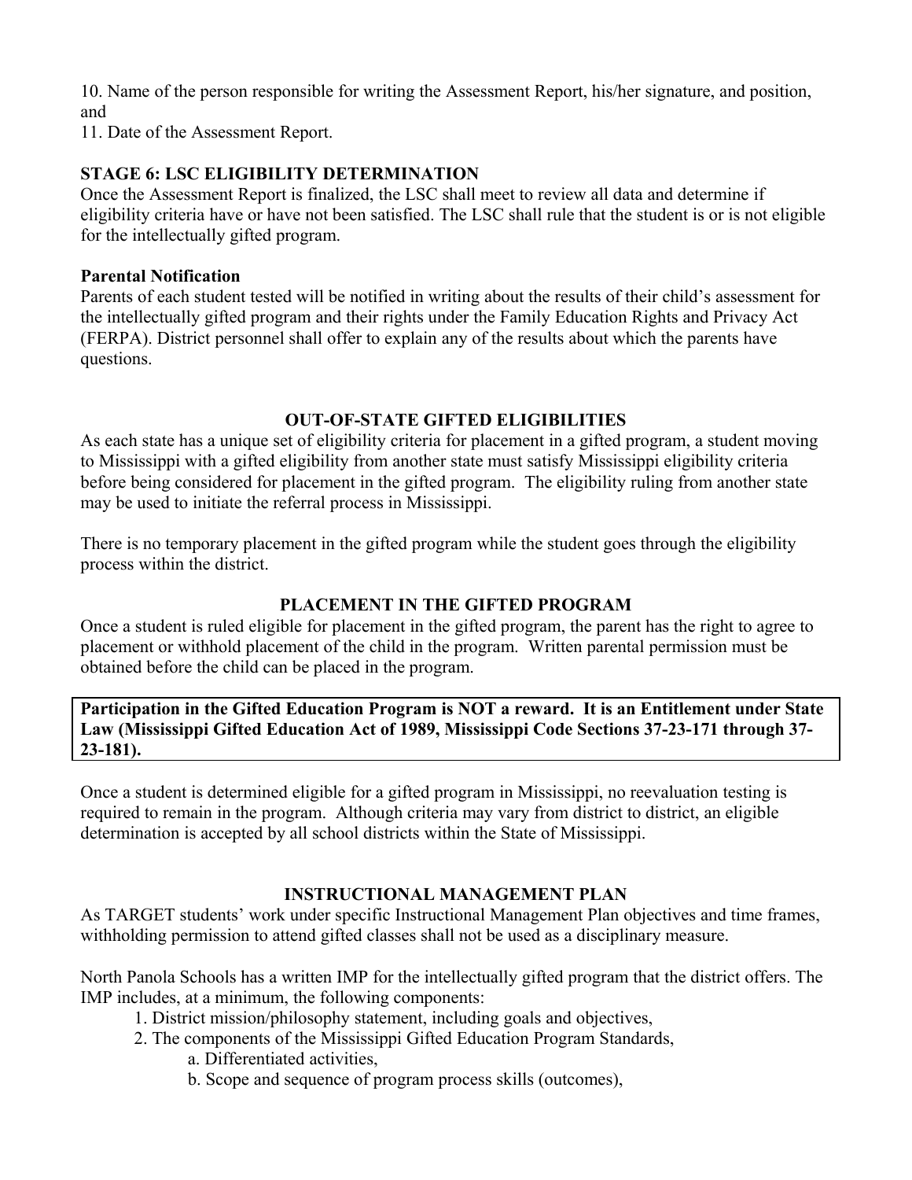10. Name of the person responsible for writing the Assessment Report, his/her signature, and position, and

11. Date of the Assessment Report.

**STAGE 6: LSC ELIGIBILITY DETERMINATION**

Once the Assessment Report is finalized, the LSC shall meet to review all data and determine if eligibility criteria have or have not been satisfied. The LSC shall rule that the student is or is not eligible for the intellectually gifted program.

**Parental Notification**

Parents of each student tested will be notified in writing about the results of their child's assessment for the intellectually gifted program and their rights under the Family Education Rights and Privacy Act (FERPA). District personnel shall offer to explain any of the results about which the parents have questions.

## OUT-OF-STATE GIFTED ELIGIBILITIES

As each state has a unique set of eligibility criteria for placement in a gifted program, a student moving to Mississippi with a gifted eligibility from another state must satisfy Mississippi eligibility criteria before being considered for placement in the gifted program. The eligibility ruling from another state may be used to initiate the referral process in Mississippi.

There is no temporary placement in the gifted program while the student goes through the eligibility process within the district.

## PLACEMENT IN THE GIFTED PROGRAM

Once a student is ruled eligible for placement in the gifted program, the parent has the right to agree to placement or withhold placement of the child in the program. Written parental permission must be obtained before the child can be placed in the program.

**Participation in the Gifted Education Program is NOT a reward. It is an Entitlement under State Law (Mississippi Gifted Education Act of 1989, Mississippi Code Sections 37-23-171 through 37-23-181).**

Once a student is determined eligible for a gifted program in Mississippi, no reevaluation testing is required to remain in the program. Although criteria may vary from district to district, an eligible determination is accepted by all school districts within the State of Mississippi.

## INSTRUCTIONAL MANAGEMENT PLAN

As TARGET students' work under specific Instructional Management Plan objectives and time frames, withholding permission to attend gifted classes shall not be used as a disciplinary measure.

North Panola Schools has a written IMP for the intellectually gifted program that the district offers. The IMP includes, at a minimum, the following components:

1. District mission/philosophy statement, including goals and objectives,
2. The components of the Mississippi Gifted Education Program Standards,
    a. Differentiated activities,
    b. Scope and sequence of program process skills (outcomes),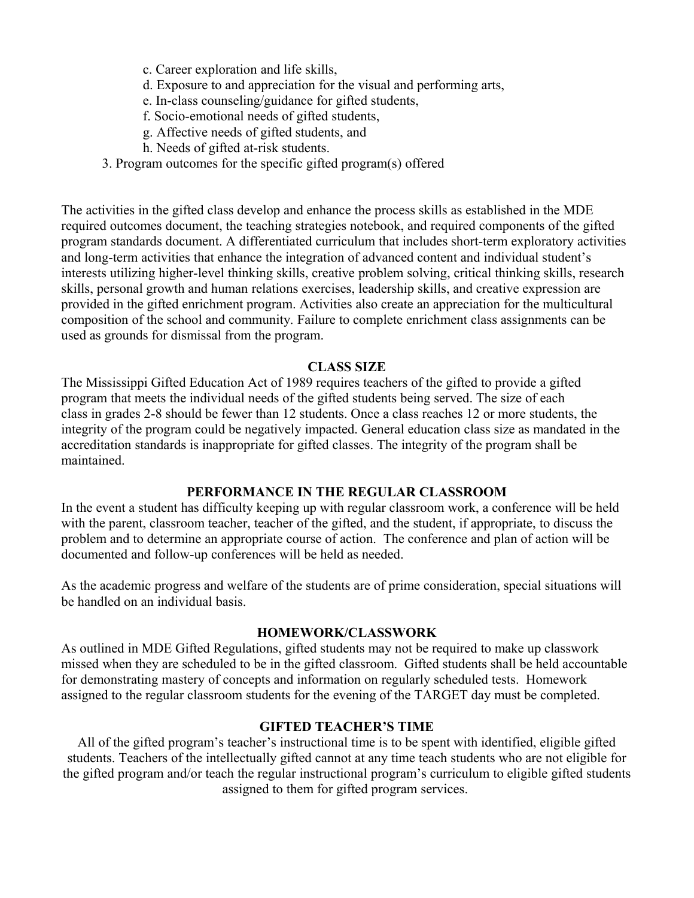c. Career exploration and life skills,
    d. Exposure to and appreciation for the visual and performing arts,
    e. In-class counseling/guidance for gifted students,
    f. Socio-emotional needs of gifted students,
    g. Affective needs of gifted students, and
    h. Needs of gifted at-risk students.

3. Program outcomes for the specific gifted program(s) offered

The activities in the gifted class develop and enhance the process skills as established in the MDE required outcomes document, the teaching strategies notebook, and required components of the gifted program standards document. A differentiated curriculum that includes short-term exploratory activities and long-term activities that enhance the integration of advanced content and individual student's interests utilizing higher-level thinking skills, creative problem solving, critical thinking skills, research skills, personal growth and human relations exercises, leadership skills, and creative expression are provided in the gifted enrichment program. Activities also create an appreciation for the multicultural composition of the school and community. Failure to complete enrichment class assignments can be used as grounds for dismissal from the program.

## CLASS SIZE

The Mississippi Gifted Education Act of 1989 requires teachers of the gifted to provide a gifted program that meets the individual needs of the gifted students being served. The size of each class in grades 2-8 should be fewer than 12 students. Once a class reaches 12 or more students, the integrity of the program could be negatively impacted. General education class size as mandated in the accreditation standards is inappropriate for gifted classes. The integrity of the program shall be maintained.

## PERFORMANCE IN THE REGULAR CLASSROOM

In the event a student has difficulty keeping up with regular classroom work, a conference will be held with the parent, classroom teacher, teacher of the gifted, and the student, if appropriate, to discuss the problem and to determine an appropriate course of action. The conference and plan of action will be documented and follow-up conferences will be held as needed.

As the academic progress and welfare of the students are of prime consideration, special situations will be handled on an individual basis.

## HOMEWORK/CLASSWORK

As outlined in MDE Gifted Regulations, gifted students may not be required to make up classwork missed when they are scheduled to be in the gifted classroom. Gifted students shall be held accountable for demonstrating mastery of concepts and information on regularly scheduled tests. Homework assigned to the regular classroom students for the evening of the TARGET day must be completed.

## GIFTED TEACHER'S TIME

All of the gifted program's teacher's instructional time is to be spent with identified, eligible gifted students. Teachers of the intellectually gifted cannot at any time teach students who are not eligible for the gifted program and/or teach the regular instructional program's curriculum to eligible gifted students assigned to them for gifted program services.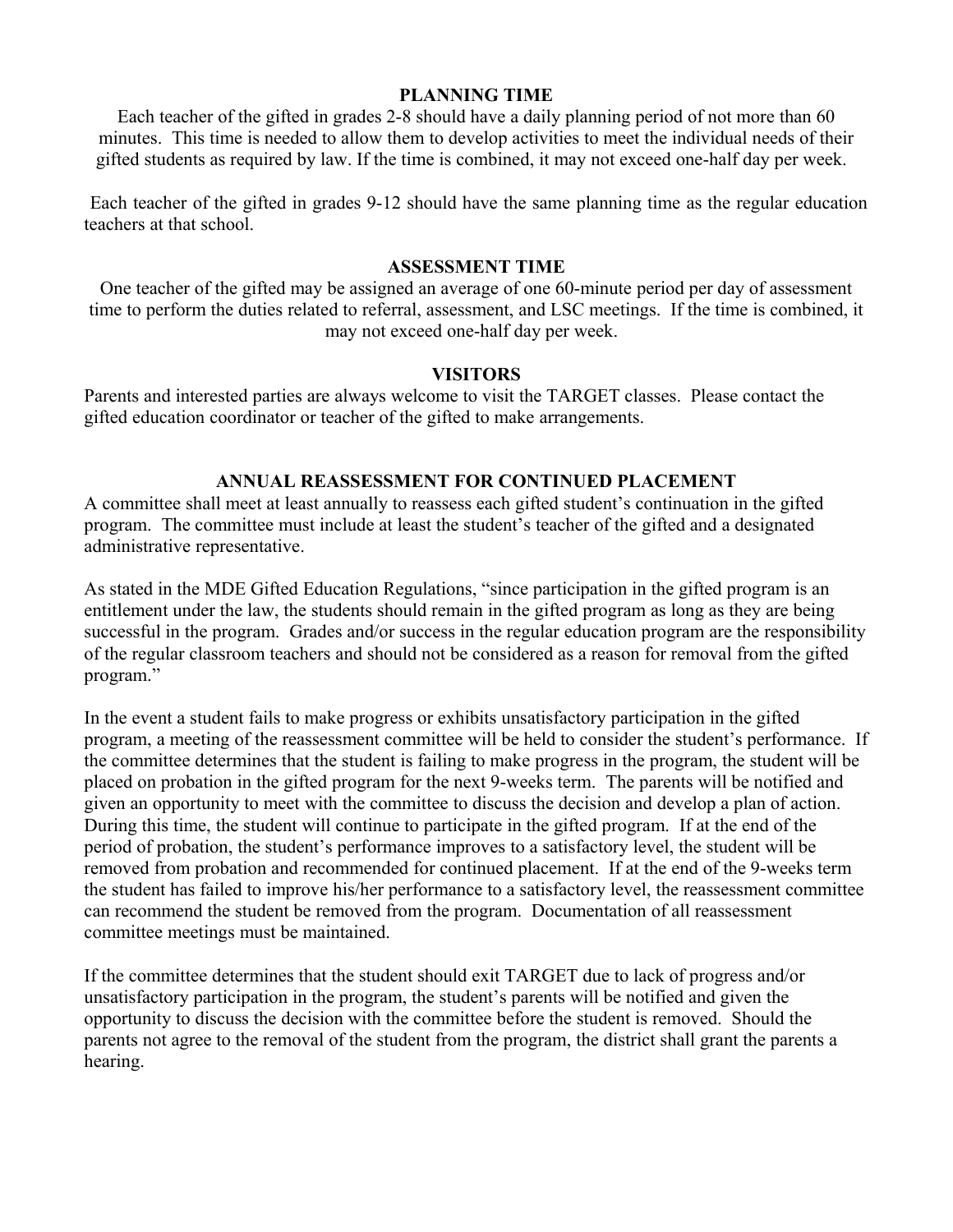## PLANNING TIME

Each teacher of the gifted in grades 2-8 should have a daily planning period of not more than 60 minutes. This time is needed to allow them to develop activities to meet the individual needs of their gifted students as required by law. If the time is combined, it may not exceed one-half day per week.

Each teacher of the gifted in grades 9-12 should have the same planning time as the regular education teachers at that school.

## ASSESSMENT TIME

One teacher of the gifted may be assigned an average of one 60-minute period per day of assessment time to perform the duties related to referral, assessment, and LSC meetings. If the time is combined, it may not exceed one-half day per week.

## VISITORS

Parents and interested parties are always welcome to visit the TARGET classes. Please contact the gifted education coordinator or teacher of the gifted to make arrangements.

## ANNUAL REASSESSMENT FOR CONTINUED PLACEMENT

A committee shall meet at least annually to reassess each gifted student's continuation in the gifted program. The committee must include at least the student's teacher of the gifted and a designated administrative representative.

As stated in the MDE Gifted Education Regulations, "since participation in the gifted program is an entitlement under the law, the students should remain in the gifted program as long as they are being successful in the program. Grades and/or success in the regular education program are the responsibility of the regular classroom teachers and should not be considered as a reason for removal from the gifted program."

In the event a student fails to make progress or exhibits unsatisfactory participation in the gifted program, a meeting of the reassessment committee will be held to consider the student's performance. If the committee determines that the student is failing to make progress in the program, the student will be placed on probation in the gifted program for the next 9-weeks term. The parents will be notified and given an opportunity to meet with the committee to discuss the decision and develop a plan of action. During this time, the student will continue to participate in the gifted program. If at the end of the period of probation, the student's performance improves to a satisfactory level, the student will be removed from probation and recommended for continued placement. If at the end of the 9-weeks term the student has failed to improve his/her performance to a satisfactory level, the reassessment committee can recommend the student be removed from the program. Documentation of all reassessment committee meetings must be maintained.

If the committee determines that the student should exit TARGET due to lack of progress and/or unsatisfactory participation in the program, the student's parents will be notified and given the opportunity to discuss the decision with the committee before the student is removed. Should the parents not agree to the removal of the student from the program, the district shall grant the parents a hearing.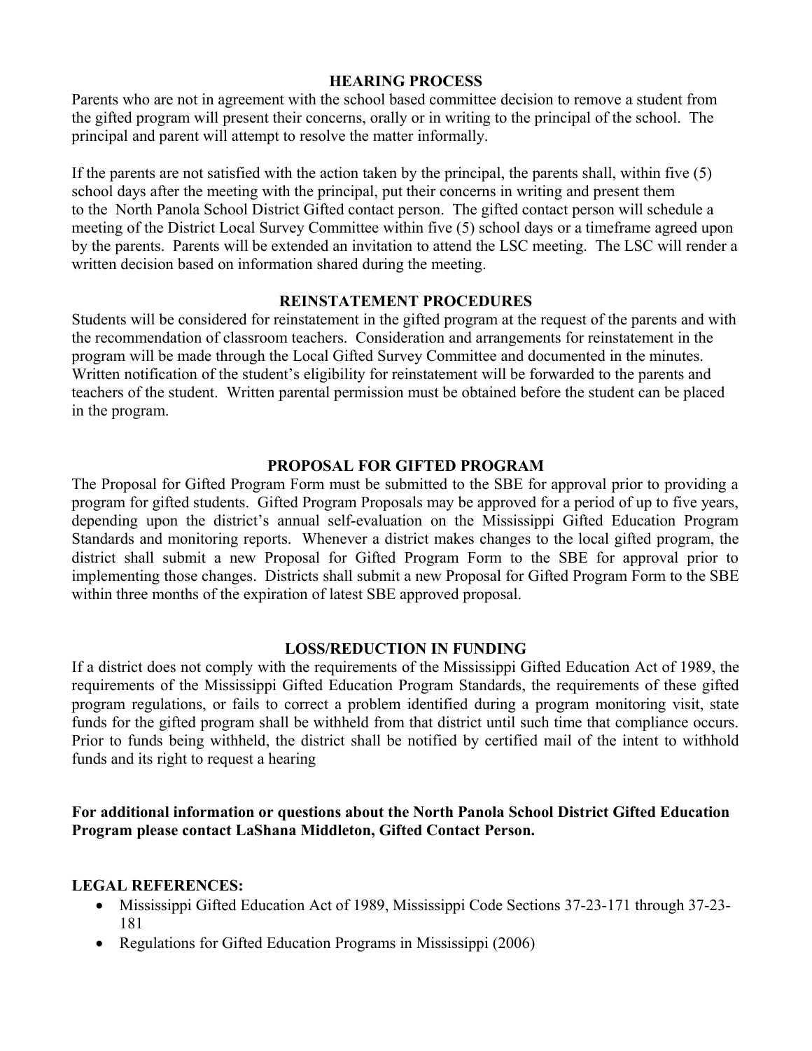## HEARING PROCESS

Parents who are not in agreement with the school based committee decision to remove a student from the gifted program will present their concerns, orally or in writing to the principal of the school. The principal and parent will attempt to resolve the matter informally.

If the parents are not satisfied with the action taken by the principal, the parents shall, within five (5) school days after the meeting with the principal, put their concerns in writing and present them to the North Panola School District Gifted contact person. The gifted contact person will schedule a meeting of the District Local Survey Committee within five (5) school days or a timeframe agreed upon by the parents. Parents will be extended an invitation to attend the LSC meeting. The LSC will render a written decision based on information shared during the meeting.

## REINSTATEMENT PROCEDURES

Students will be considered for reinstatement in the gifted program at the request of the parents and with the recommendation of classroom teachers. Consideration and arrangements for reinstatement in the program will be made through the Local Gifted Survey Committee and documented in the minutes. Written notification of the student's eligibility for reinstatement will be forwarded to the parents and teachers of the student. Written parental permission must be obtained before the student can be placed in the program.

## PROPOSAL FOR GIFTED PROGRAM

The Proposal for Gifted Program Form must be submitted to the SBE for approval prior to providing a program for gifted students. Gifted Program Proposals may be approved for a period of up to five years, depending upon the district's annual self-evaluation on the Mississippi Gifted Education Program Standards and monitoring reports. Whenever a district makes changes to the local gifted program, the district shall submit a new Proposal for Gifted Program Form to the SBE for approval prior to implementing those changes. Districts shall submit a new Proposal for Gifted Program Form to the SBE within three months of the expiration of latest SBE approved proposal.

## LOSS/REDUCTION IN FUNDING

If a district does not comply with the requirements of the Mississippi Gifted Education Act of 1989, the requirements of the Mississippi Gifted Education Program Standards, the requirements of these gifted program regulations, or fails to correct a problem identified during a program monitoring visit, state funds for the gifted program shall be withheld from that district until such time that compliance occurs. Prior to funds being withheld, the district shall be notified by certified mail of the intent to withhold funds and its right to request a hearing

**For additional information or questions about the North Panola School District Gifted Education Program please contact LaShana Middleton, Gifted Contact Person.**

**LEGAL REFERENCES:**

- Mississippi Gifted Education Act of 1989, Mississippi Code Sections 37-23-171 through 37-23-181
- Regulations for Gifted Education Programs in Mississippi (2006)